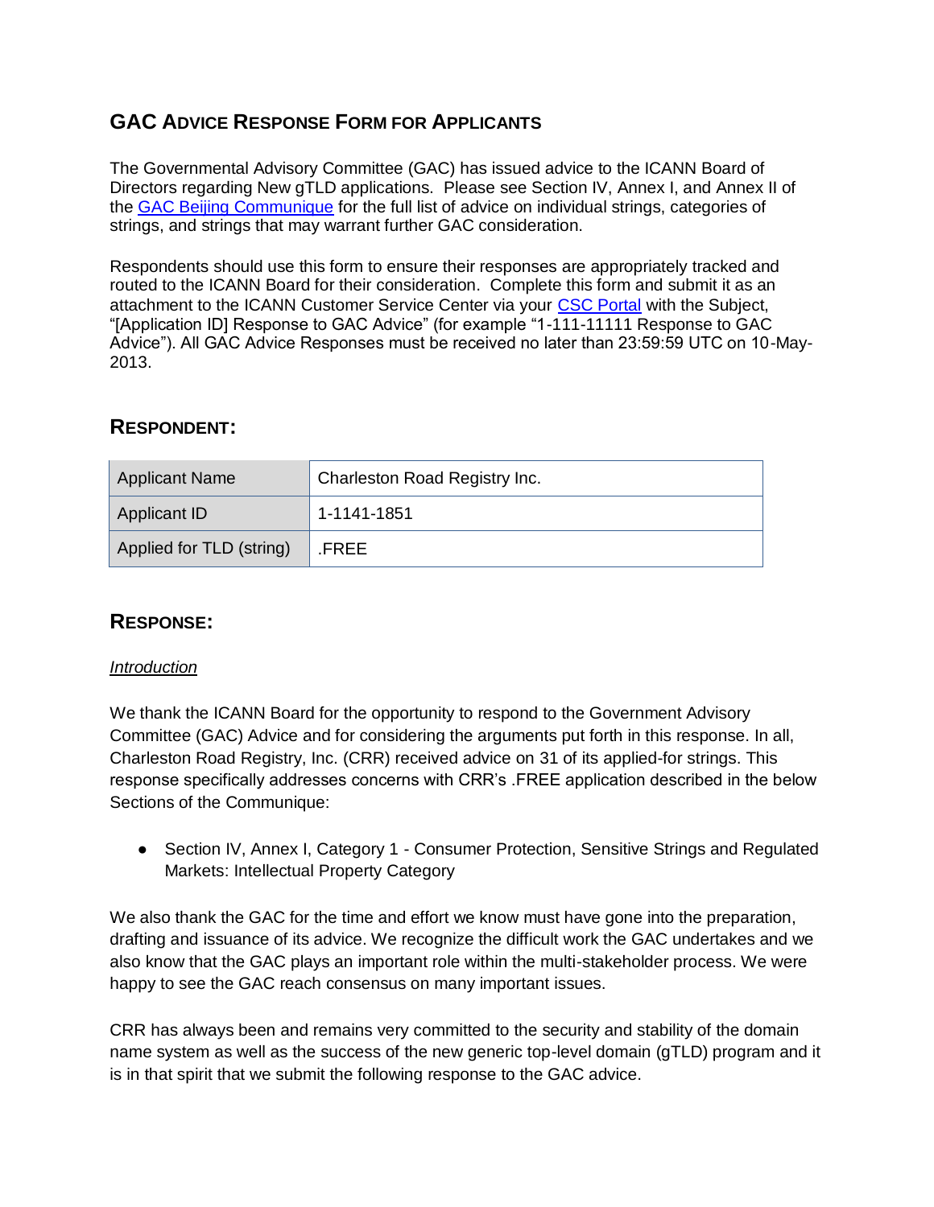## GAC Advice Response Form for Applicants

The Governmental Advisory Committee (GAC) has issued advice to the ICANN Board of Directors regarding New gTLD applications. Please see Section IV, Annex I, and Annex II of the [GAC Beijing Communique](GAC Beijing Communique) for the full list of advice on individual strings, categories of strings, and strings that may warrant further GAC consideration.

Respondents should use this form to ensure their responses are appropriately tracked and routed to the ICANN Board for their consideration. Complete this form and submit it as an attachment to the ICANN Customer Service Center via your [CSC Portal](CSC Portal) with the Subject, "[Application ID] Response to GAC Advice" (for example "1-111-11111 Response to GAC Advice"). All GAC Advice Responses must be received no later than 23:59:59 UTC on 10-May-2013.

## Respondent:

| Applicant Name | Charleston Road Registry Inc. |
|---|---|
| Applicant ID | 1-1141-1851 |
| Applied for TLD (string) | .FREE |

## Response:

*Introduction*

We thank the ICANN Board for the opportunity to respond to the Government Advisory Committee (GAC) Advice and for considering the arguments put forth in this response. In all, Charleston Road Registry, Inc. (CRR) received advice on 31 of its applied-for strings. This response specifically addresses concerns with CRR's .FREE application described in the below Sections of the Communique:

- Section IV, Annex I, Category 1 - Consumer Protection, Sensitive Strings and Regulated Markets: Intellectual Property Category

We also thank the GAC for the time and effort we know must have gone into the preparation, drafting and issuance of its advice. We recognize the difficult work the GAC undertakes and we also know that the GAC plays an important role within the multi-stakeholder process. We were happy to see the GAC reach consensus on many important issues.

CRR has always been and remains very committed to the security and stability of the domain name system as well as the success of the new generic top-level domain (gTLD) program and it is in that spirit that we submit the following response to the GAC advice.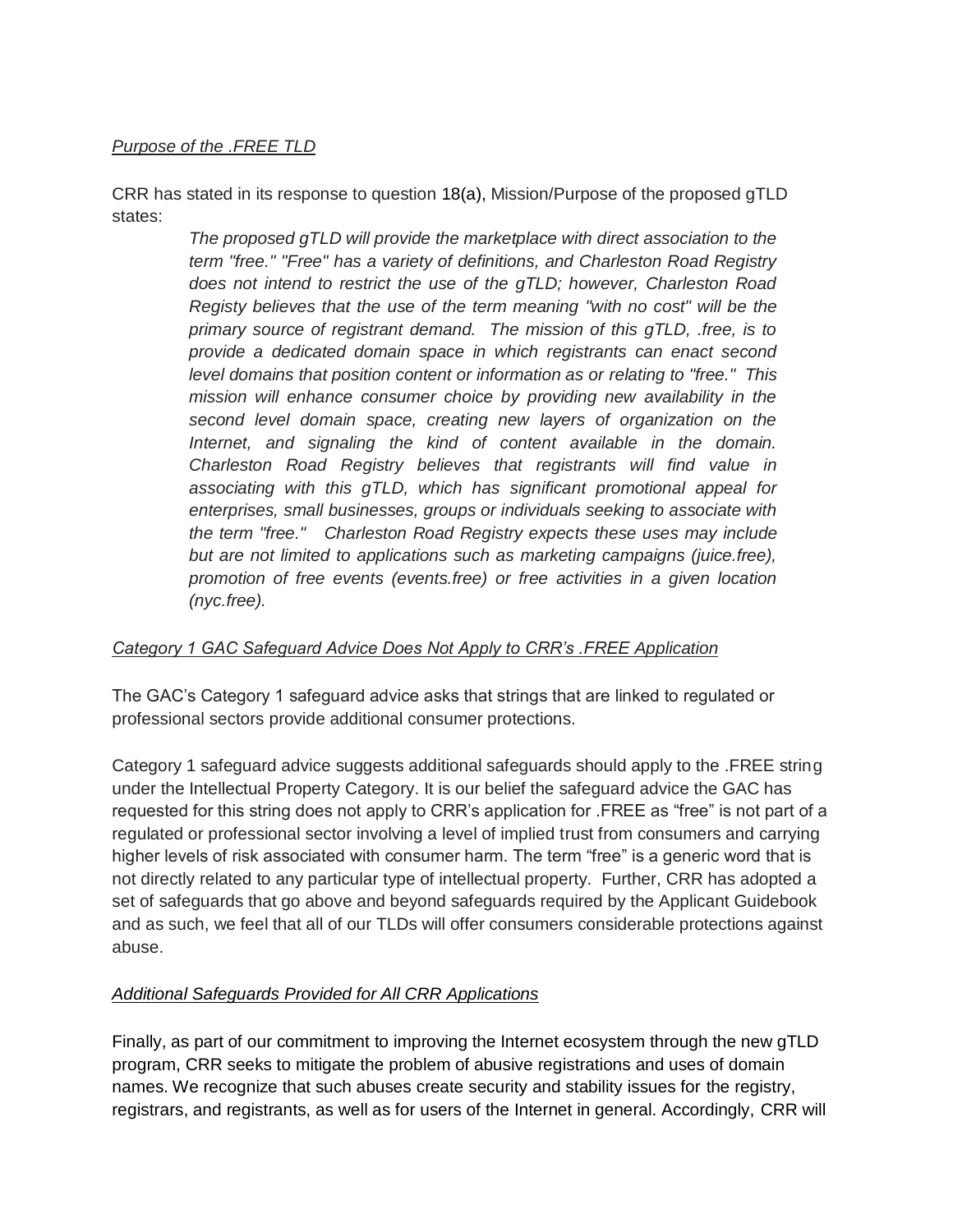*Purpose of the .FREE TLD*

CRR has stated in its response to question 18(a), Mission/Purpose of the proposed gTLD states:

> *The proposed gTLD will provide the marketplace with direct association to the term "free." "Free" has a variety of definitions, and Charleston Road Registry does not intend to restrict the use of the gTLD; however, Charleston Road Registy believes that the use of the term meaning "with no cost" will be the primary source of registrant demand. The mission of this gTLD, .free, is to provide a dedicated domain space in which registrants can enact second level domains that position content or information as or relating to "free." This mission will enhance consumer choice by providing new availability in the second level domain space, creating new layers of organization on the Internet, and signaling the kind of content available in the domain. Charleston Road Registry believes that registrants will find value in associating with this gTLD, which has significant promotional appeal for enterprises, small businesses, groups or individuals seeking to associate with the term "free." Charleston Road Registry expects these uses may include but are not limited to applications such as marketing campaigns (juice.free), promotion of free events (events.free) or free activities in a given location (nyc.free).*

*Category 1 GAC Safeguard Advice Does Not Apply to CRR's .FREE Application*

The GAC's Category 1 safeguard advice asks that strings that are linked to regulated or professional sectors provide additional consumer protections.

Category 1 safeguard advice suggests additional safeguards should apply to the .FREE string under the Intellectual Property Category. It is our belief the safeguard advice the GAC has requested for this string does not apply to CRR's application for .FREE as "free" is not part of a regulated or professional sector involving a level of implied trust from consumers and carrying higher levels of risk associated with consumer harm. The term "free" is a generic word that is not directly related to any particular type of intellectual property. Further, CRR has adopted a set of safeguards that go above and beyond safeguards required by the Applicant Guidebook and as such, we feel that all of our TLDs will offer consumers considerable protections against abuse.

*Additional Safeguards Provided for All CRR Applications*

Finally, as part of our commitment to improving the Internet ecosystem through the new gTLD program, CRR seeks to mitigate the problem of abusive registrations and uses of domain names. We recognize that such abuses create security and stability issues for the registry, registrars, and registrants, as well as for users of the Internet in general. Accordingly, CRR will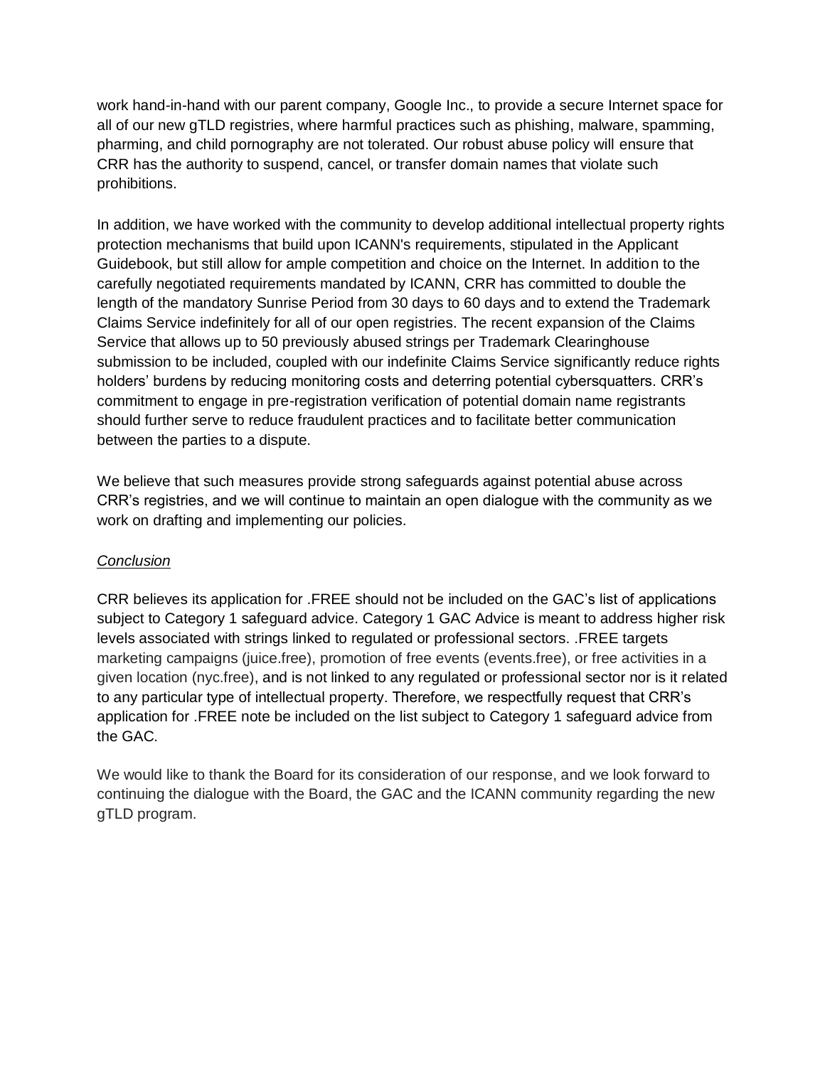work hand-in-hand with our parent company, Google Inc., to provide a secure Internet space for all of our new gTLD registries, where harmful practices such as phishing, malware, spamming, pharming, and child pornography are not tolerated. Our robust abuse policy will ensure that CRR has the authority to suspend, cancel, or transfer domain names that violate such prohibitions.

In addition, we have worked with the community to develop additional intellectual property rights protection mechanisms that build upon ICANN's requirements, stipulated in the Applicant Guidebook, but still allow for ample competition and choice on the Internet. In addition to the carefully negotiated requirements mandated by ICANN, CRR has committed to double the length of the mandatory Sunrise Period from 30 days to 60 days and to extend the Trademark Claims Service indefinitely for all of our open registries. The recent expansion of the Claims Service that allows up to 50 previously abused strings per Trademark Clearinghouse submission to be included, coupled with our indefinite Claims Service significantly reduce rights holders' burdens by reducing monitoring costs and deterring potential cybersquatters. CRR's commitment to engage in pre-registration verification of potential domain name registrants should further serve to reduce fraudulent practices and to facilitate better communication between the parties to a dispute.

We believe that such measures provide strong safeguards against potential abuse across CRR's registries, and we will continue to maintain an open dialogue with the community as we work on drafting and implementing our policies.

*Conclusion*

CRR believes its application for .FREE should not be included on the GAC's list of applications subject to Category 1 safeguard advice. Category 1 GAC Advice is meant to address higher risk levels associated with strings linked to regulated or professional sectors. .FREE targets marketing campaigns (juice.free), promotion of free events (events.free), or free activities in a given location (nyc.free), and is not linked to any regulated or professional sector nor is it related to any particular type of intellectual property. Therefore, we respectfully request that CRR's application for .FREE note be included on the list subject to Category 1 safeguard advice from the GAC.

We would like to thank the Board for its consideration of our response, and we look forward to continuing the dialogue with the Board, the GAC and the ICANN community regarding the new gTLD program.